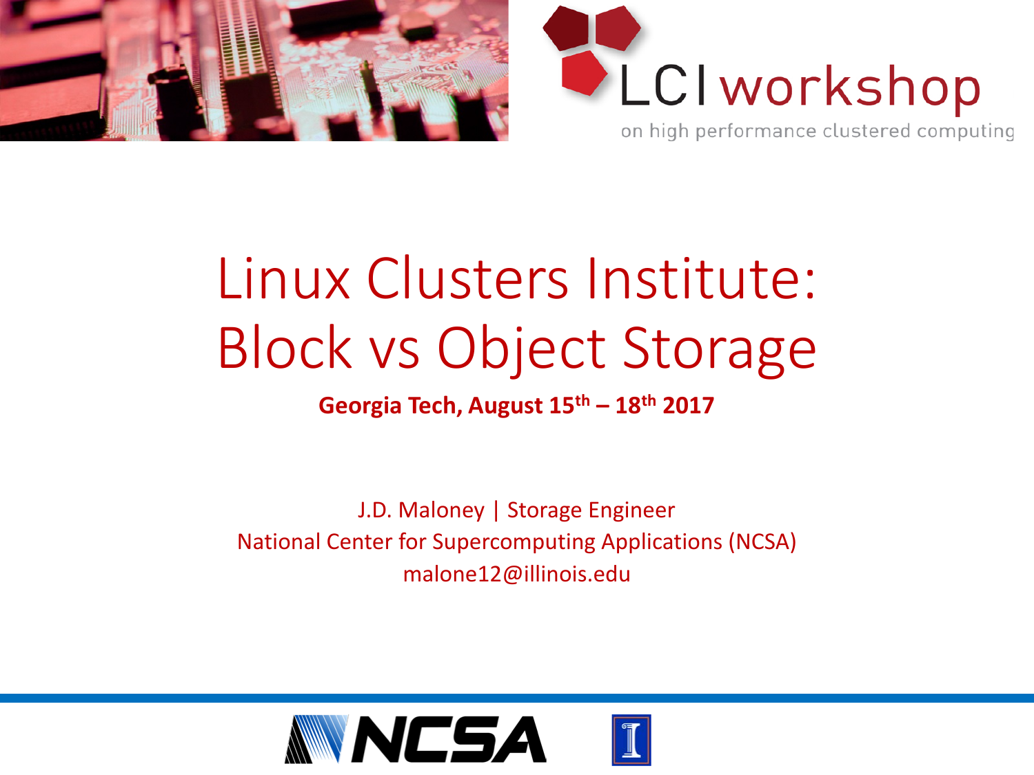LCI workshop

on high performance clustered computing

# Linux Clusters Institute: Block vs Object Storage

**Georgia Tech, August $15^{th}$ – $18^{th}$ 2017**

J.D. Maloney | Storage Engineer

National Center for Supercomputing Applications (NCSA)

malone12@illinois.edu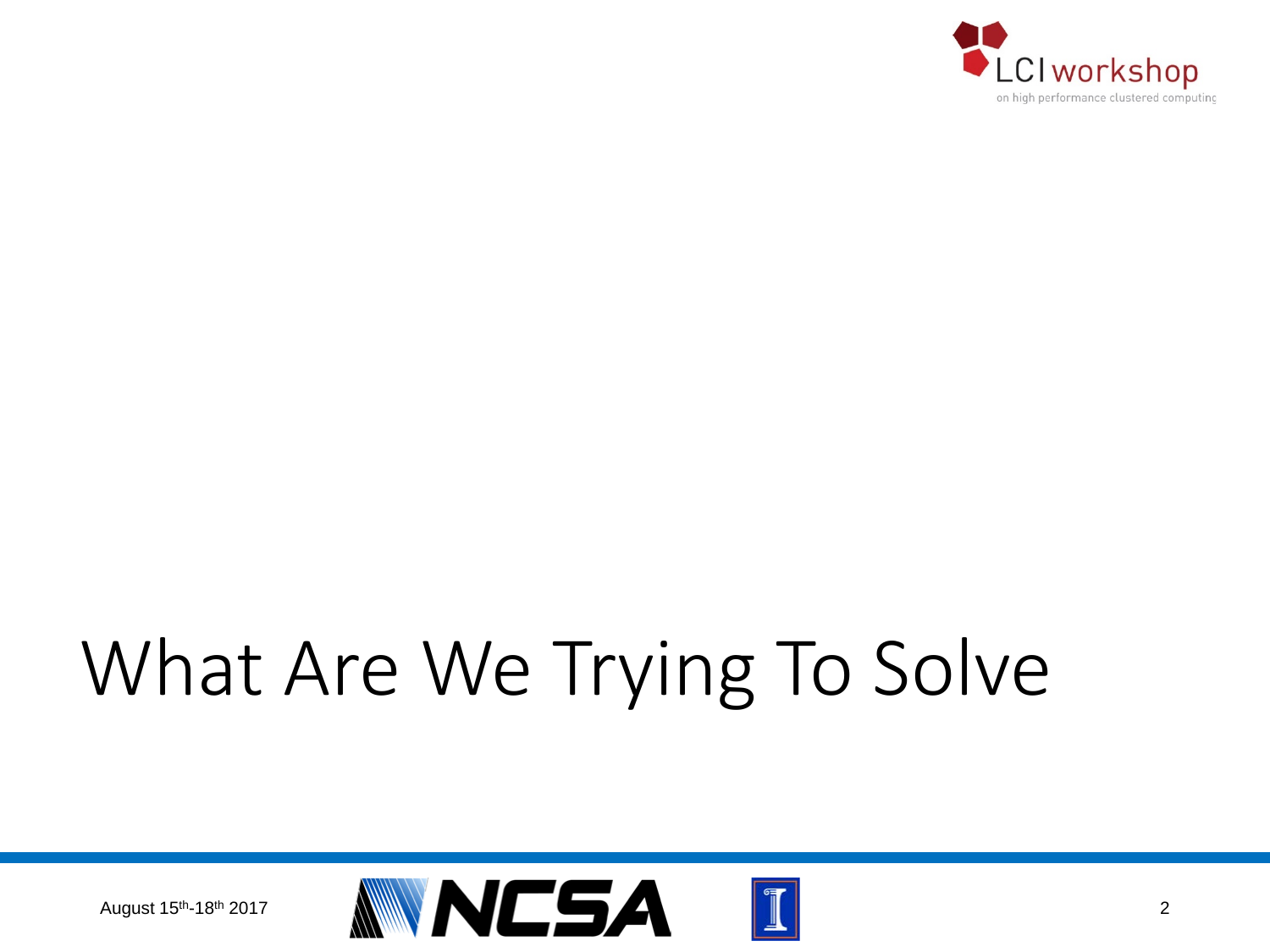# What Are We Trying To Solve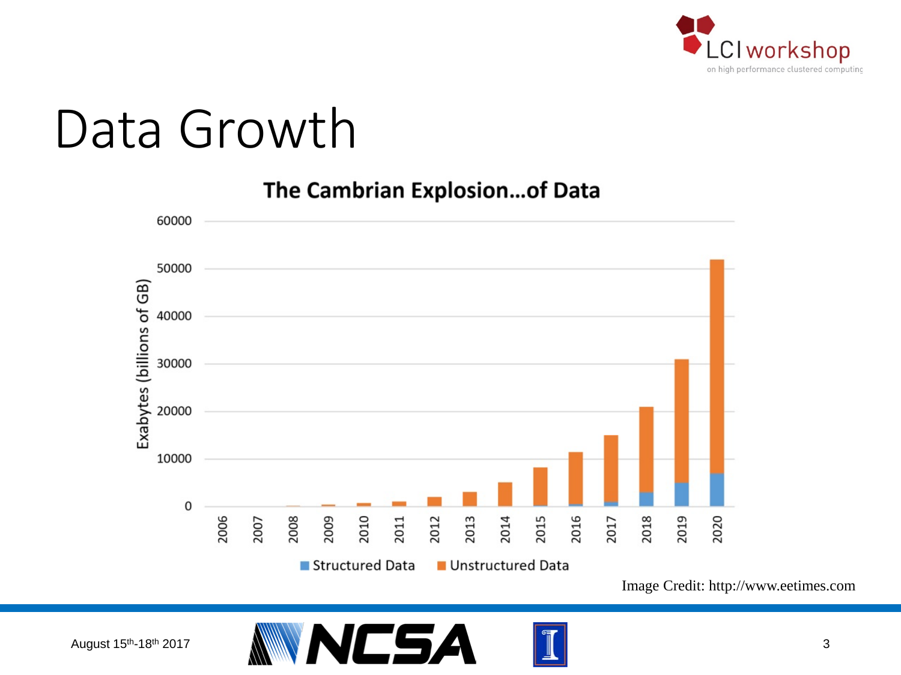# Data Growth

**The Cambrian Explosion...of Data**

Exabytes (billions of GB)

60000
50000
40000
30000
20000
10000
0

2006 2007 2008 2009 2010 2011 2012 2013 2014 2015 2016 2017 2018 2019 2020

Structured Data   Unstructured Data

Image Credit: http://www.eetimes.com

August 15th-18th 2017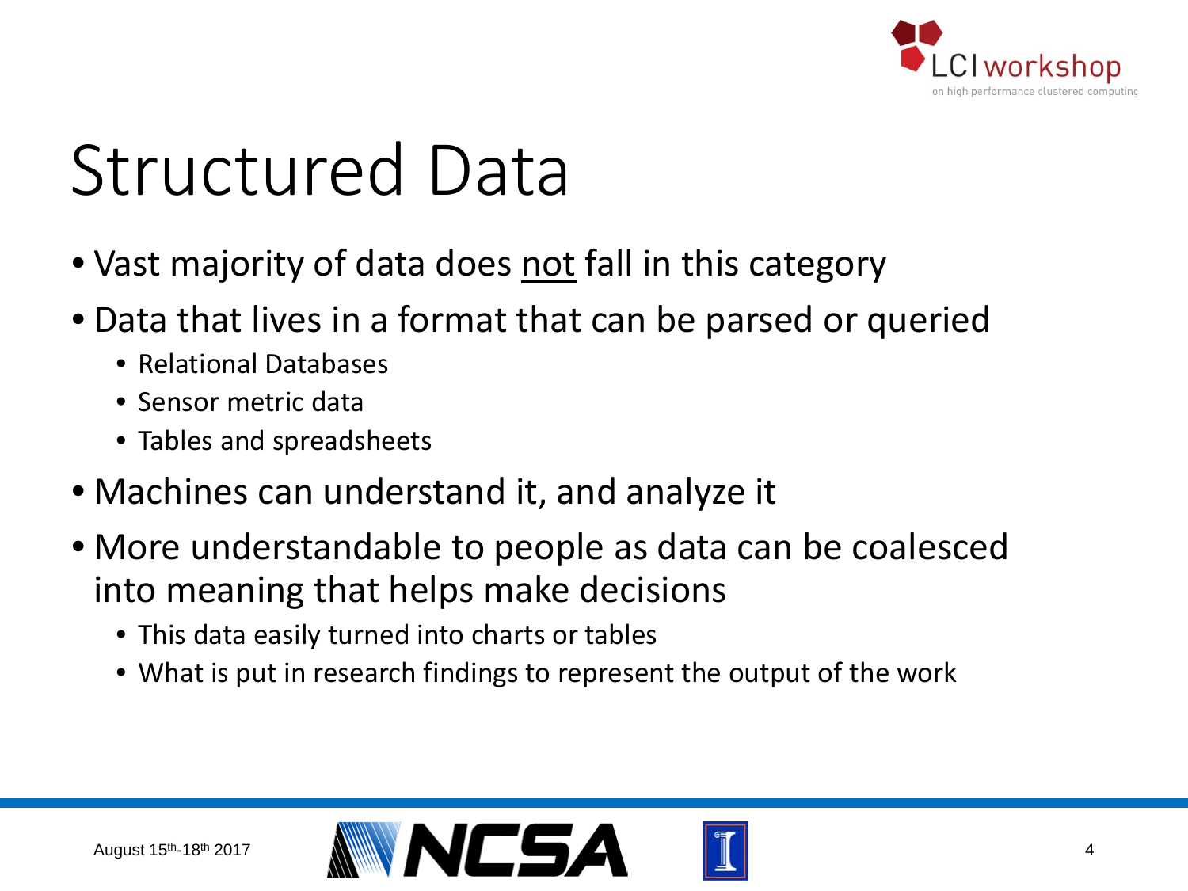# Structured Data

- Vast majority of data does <u>not</u> fall in this category
- Data that lives in a format that can be parsed or queried
  - Relational Databases
  - Sensor metric data
  - Tables and spreadsheets
- Machines can understand it, and analyze it
- More understandable to people as data can be coalesced into meaning that helps make decisions
  - This data easily turned into charts or tables
  - What is put in research findings to represent the output of the work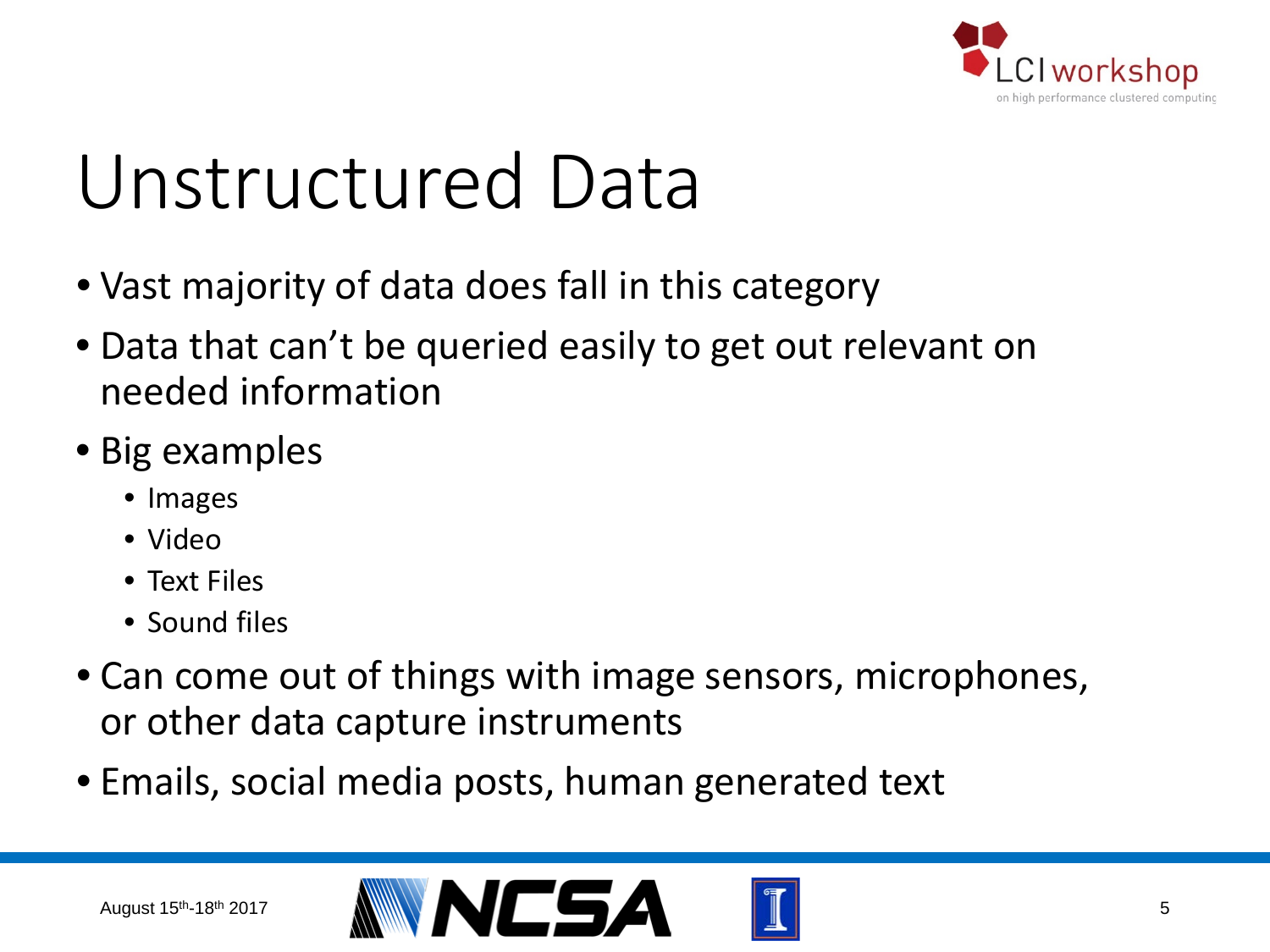# Unstructured Data

- Vast majority of data does fall in this category
- Data that can't be queried easily to get out relevant on needed information
- Big examples
  - Images
  - Video
  - Text Files
  - Sound files
- Can come out of things with image sensors, microphones, or other data capture instruments
- Emails, social media posts, human generated text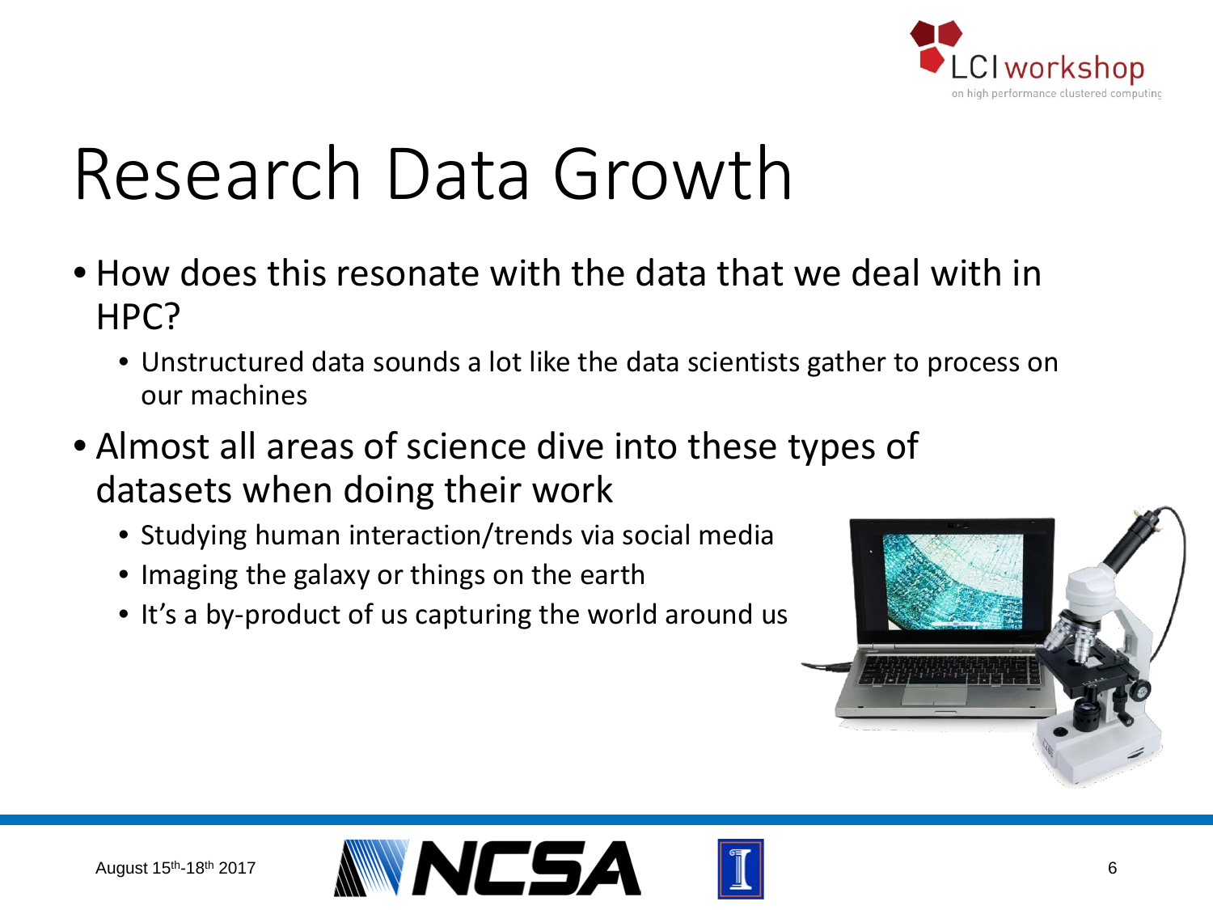# Research Data Growth

- How does this resonate with the data that we deal with in HPC?
  - Unstructured data sounds a lot like the data scientists gather to process on our machines
- Almost all areas of science dive into these types of datasets when doing their work
  - Studying human interaction/trends via social media
  - Imaging the galaxy or things on the earth
  - It's a by-product of us capturing the world around us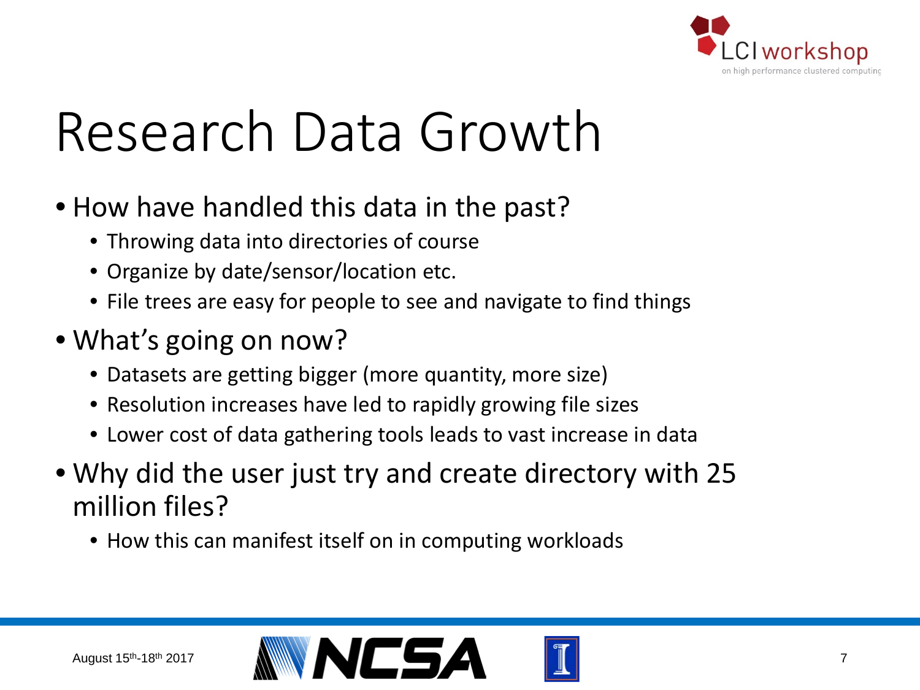# Research Data Growth

- How have handled this data in the past?
  - Throwing data into directories of course
  - Organize by date/sensor/location etc.
  - File trees are easy for people to see and navigate to find things
- What's going on now?
  - Datasets are getting bigger (more quantity, more size)
  - Resolution increases have led to rapidly growing file sizes
  - Lower cost of data gathering tools leads to vast increase in data
- Why did the user just try and create directory with 25 million files?
  - How this can manifest itself on in computing workloads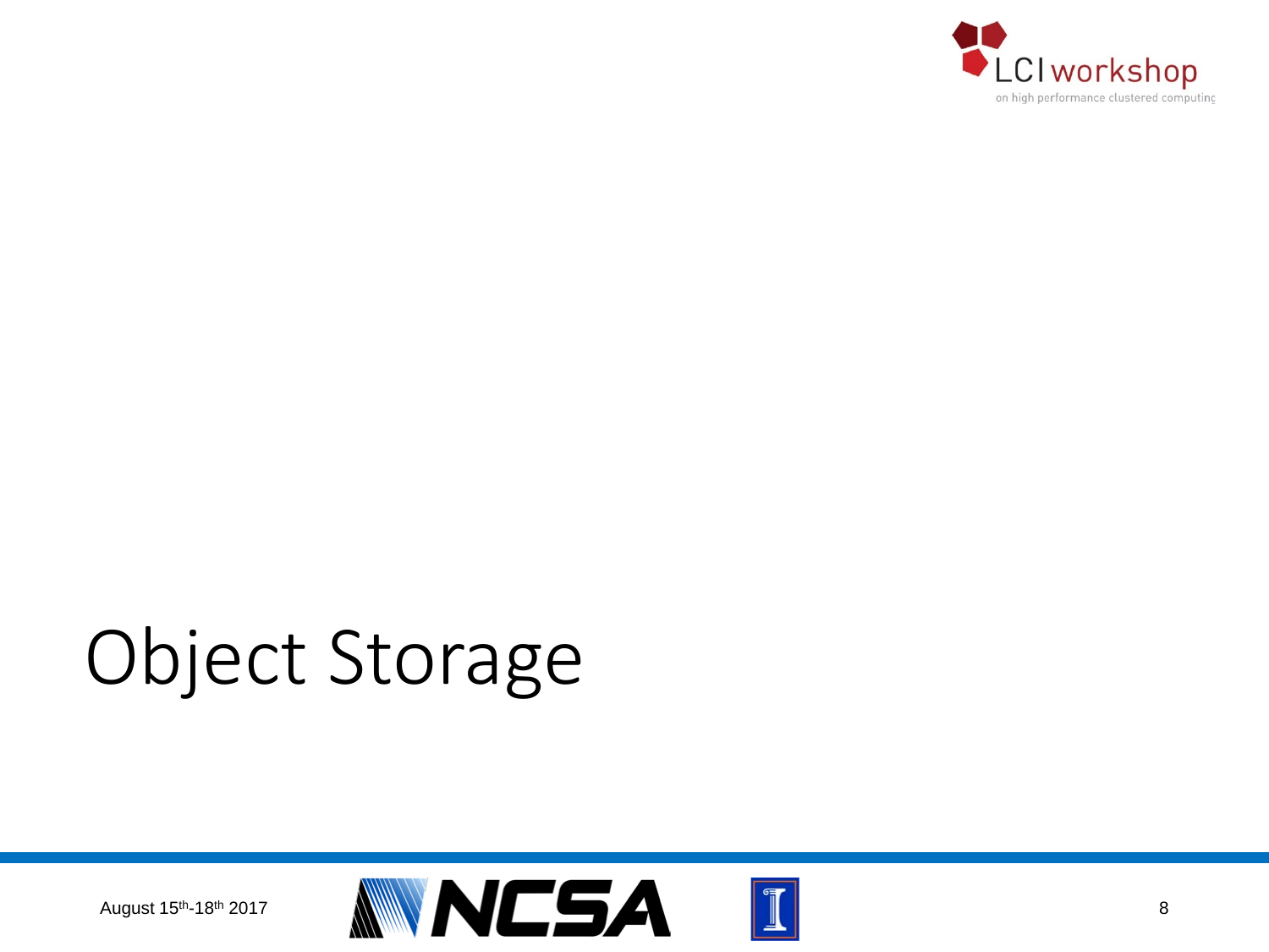# Object Storage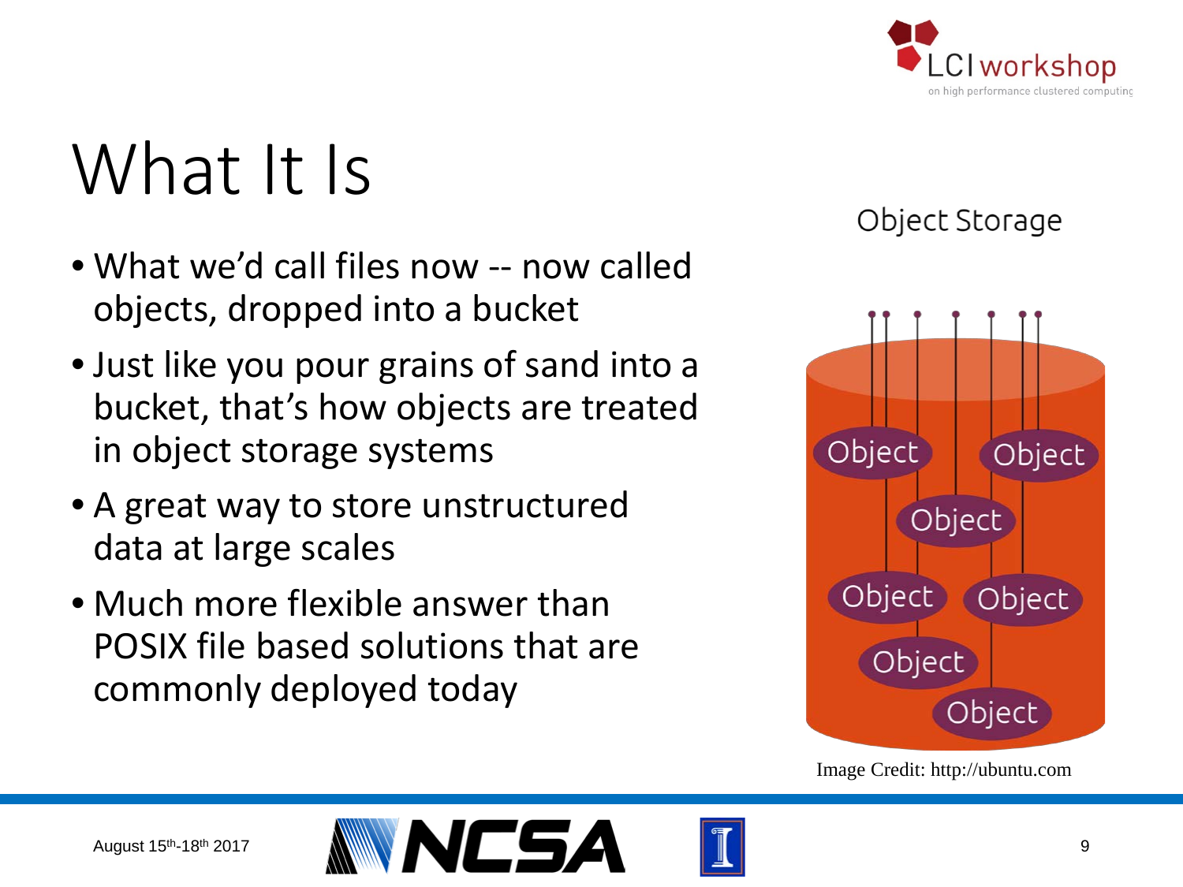# What It Is

- What we'd call files now -- now called objects, dropped into a bucket
- Just like you pour grains of sand into a bucket, that's how objects are treated in object storage systems
- A great way to store unstructured data at large scales
- Much more flexible answer than POSIX file based solutions that are commonly deployed today

Object Storage

Image Credit: http://ubuntu.com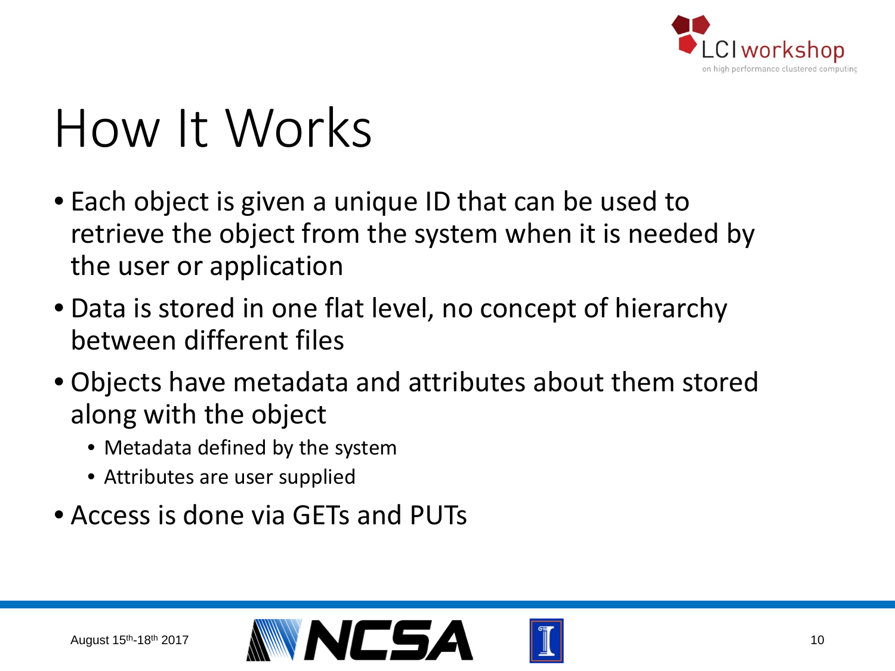# How It Works

- Each object is given a unique ID that can be used to retrieve the object from the system when it is needed by the user or application
- Data is stored in one flat level, no concept of hierarchy between different files
- Objects have metadata and attributes about them stored along with the object
  - Metadata defined by the system
  - Attributes are user supplied
- Access is done via GETs and PUTs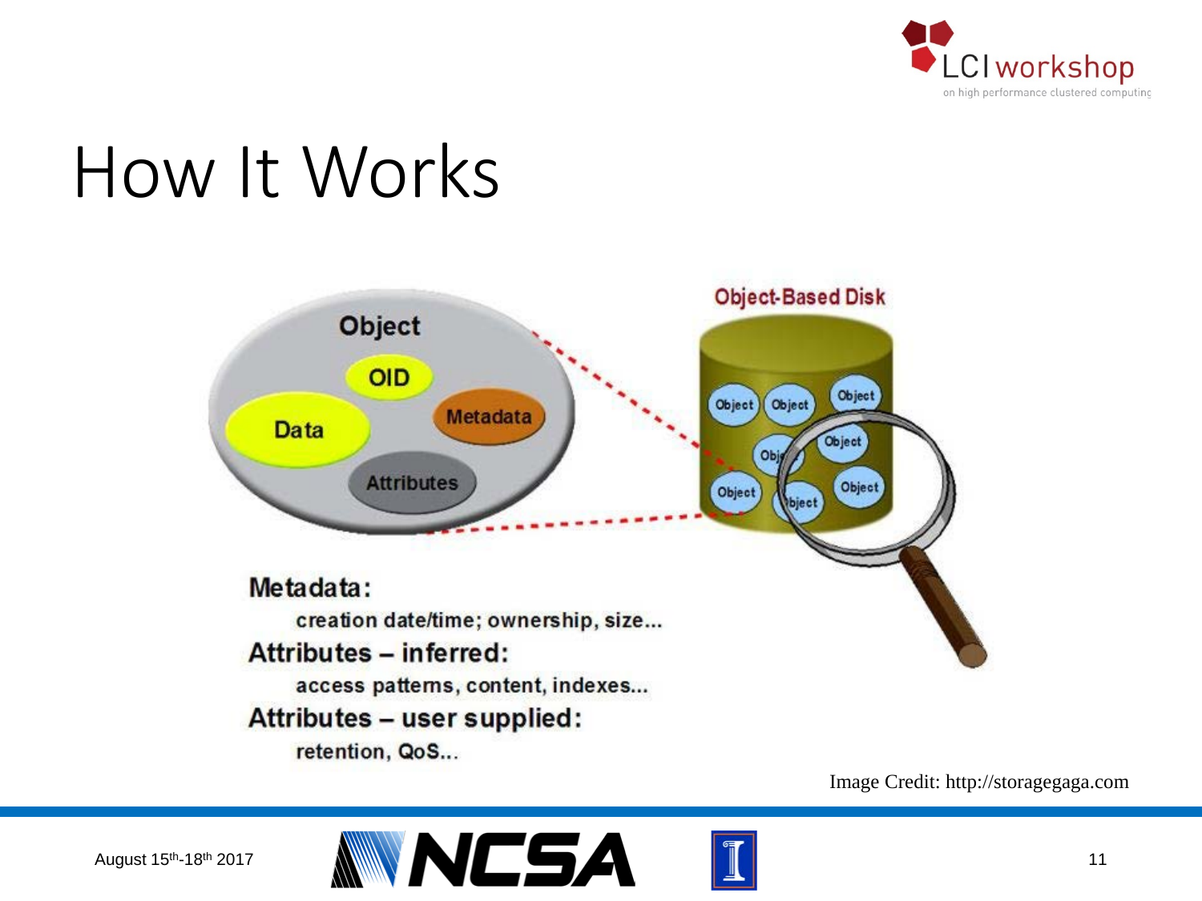# How It Works

Metadata:

creation date/time; ownership, size...

Attributes – inferred:

access patterns, content, indexes...

Attributes – user supplied:

retention, QoS...

Image Credit: http://storagegaga.com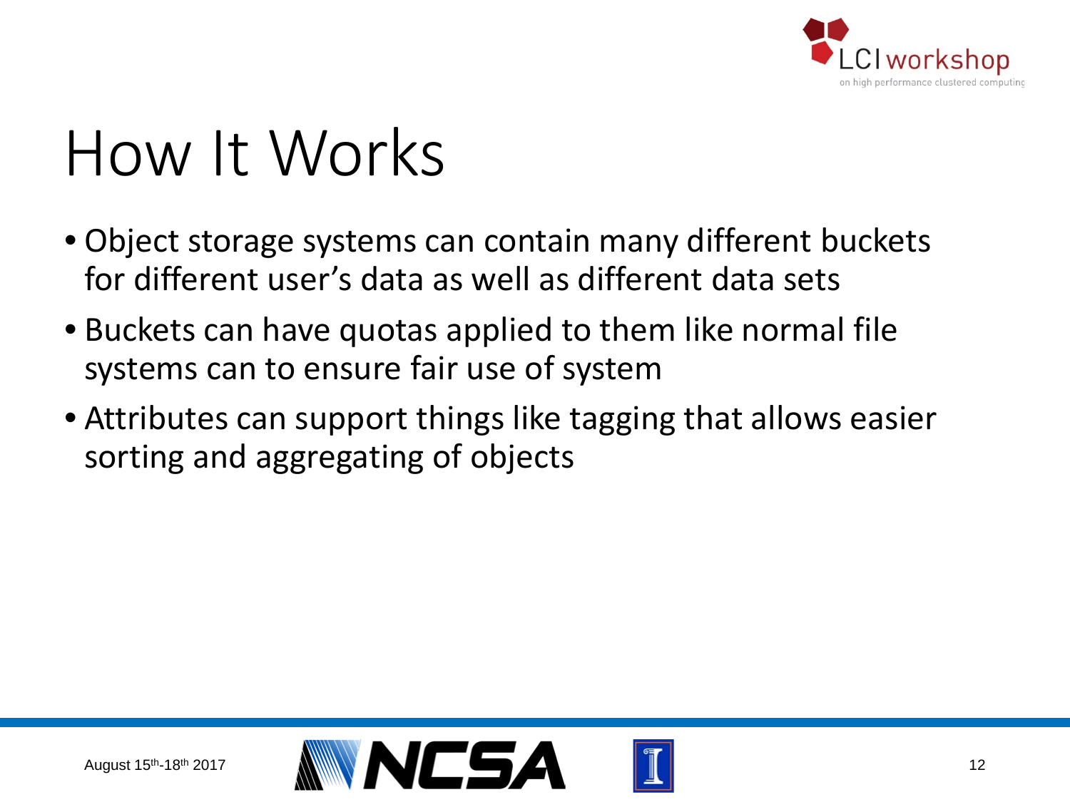# How It Works

- Object storage systems can contain many different buckets for different user's data as well as different data sets
- Buckets can have quotas applied to them like normal file systems can to ensure fair use of system
- Attributes can support things like tagging that allows easier sorting and aggregating of objects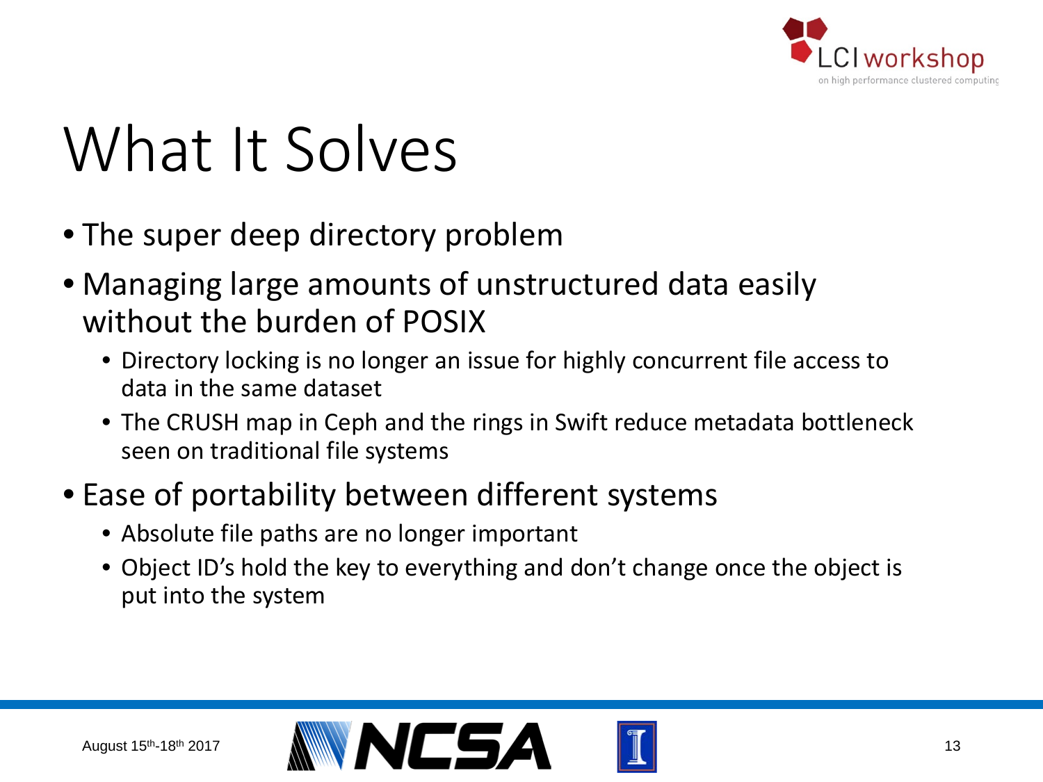# What It Solves

- The super deep directory problem
- Managing large amounts of unstructured data easily without the burden of POSIX
  - Directory locking is no longer an issue for highly concurrent file access to data in the same dataset
  - The CRUSH map in Ceph and the rings in Swift reduce metadata bottleneck seen on traditional file systems
- Ease of portability between different systems
  - Absolute file paths are no longer important
  - Object ID's hold the key to everything and don't change once the object is put into the system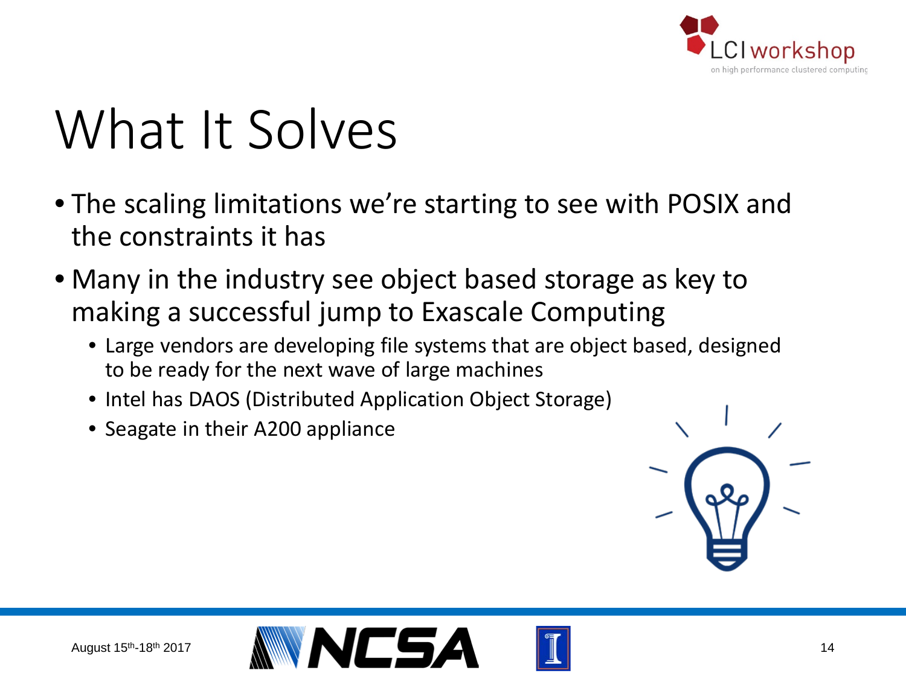# What It Solves

- The scaling limitations we're starting to see with POSIX and the constraints it has
- Many in the industry see object based storage as key to making a successful jump to Exascale Computing
  - Large vendors are developing file systems that are object based, designed to be ready for the next wave of large machines
  - Intel has DAOS (Distributed Application Object Storage)
  - Seagate in their A200 appliance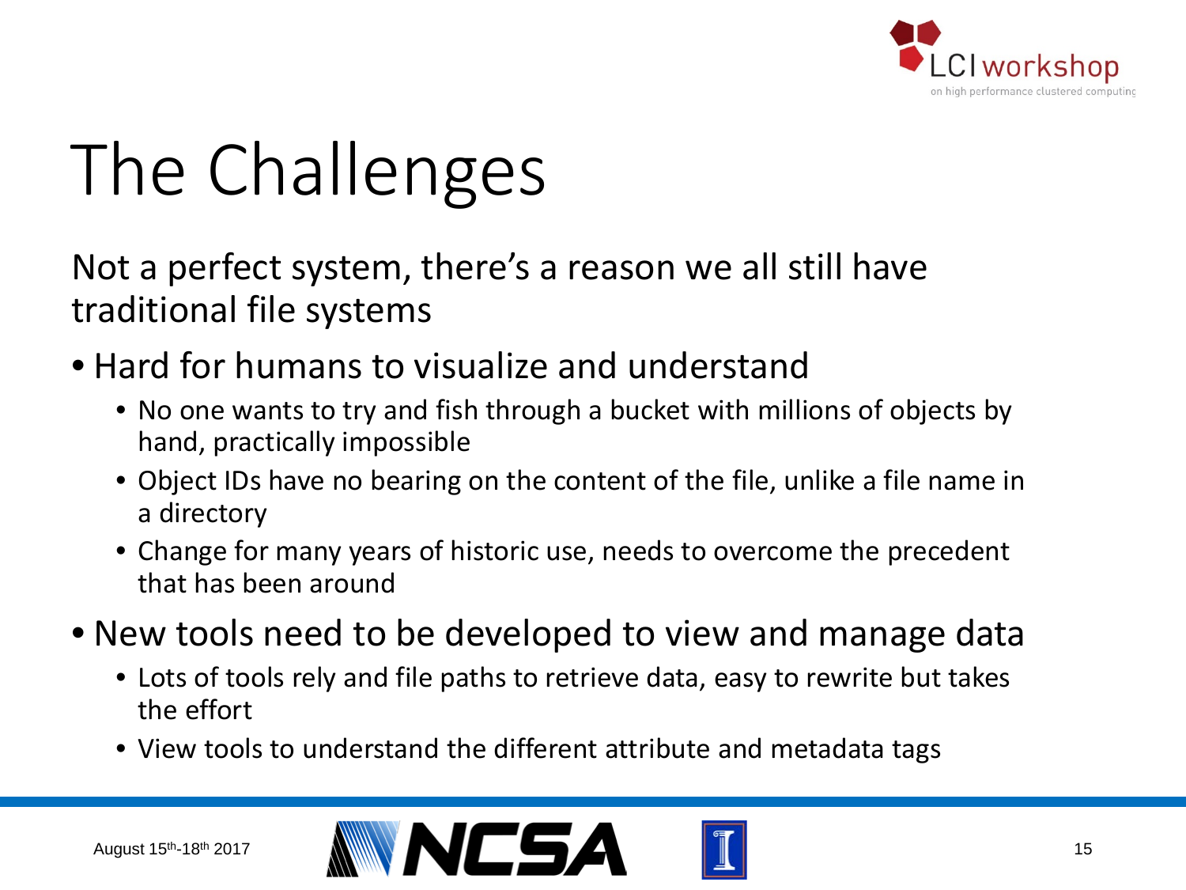# The Challenges

Not a perfect system, there's a reason we all still have traditional file systems

- Hard for humans to visualize and understand
  - No one wants to try and fish through a bucket with millions of objects by hand, practically impossible
  - Object IDs have no bearing on the content of the file, unlike a file name in a directory
  - Change for many years of historic use, needs to overcome the precedent that has been around
- New tools need to be developed to view and manage data
  - Lots of tools rely and file paths to retrieve data, easy to rewrite but takes the effort
  - View tools to understand the different attribute and metadata tags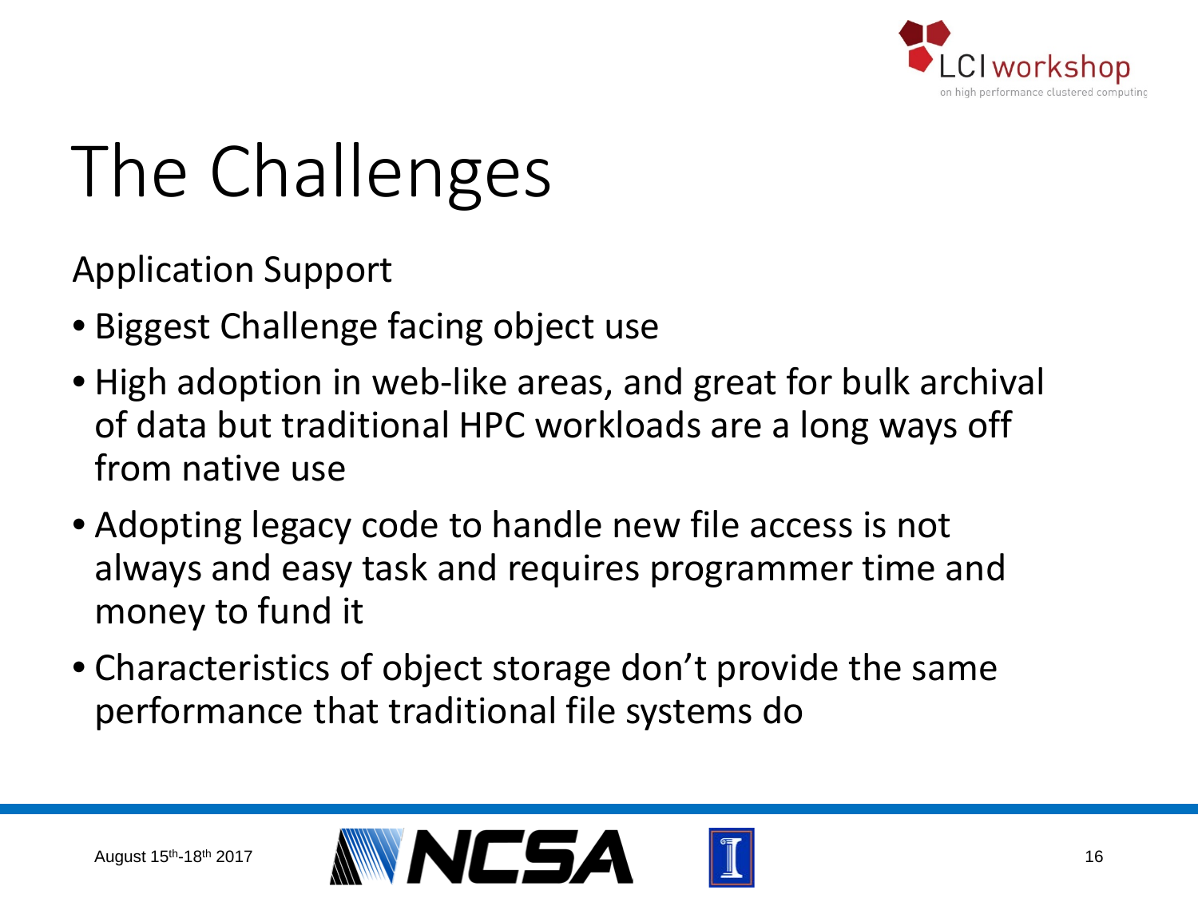# The Challenges

Application Support

- Biggest Challenge facing object use
- High adoption in web-like areas, and great for bulk archival of data but traditional HPC workloads are a long ways off from native use
- Adopting legacy code to handle new file access is not always and easy task and requires programmer time and money to fund it
- Characteristics of object storage don't provide the same performance that traditional file systems do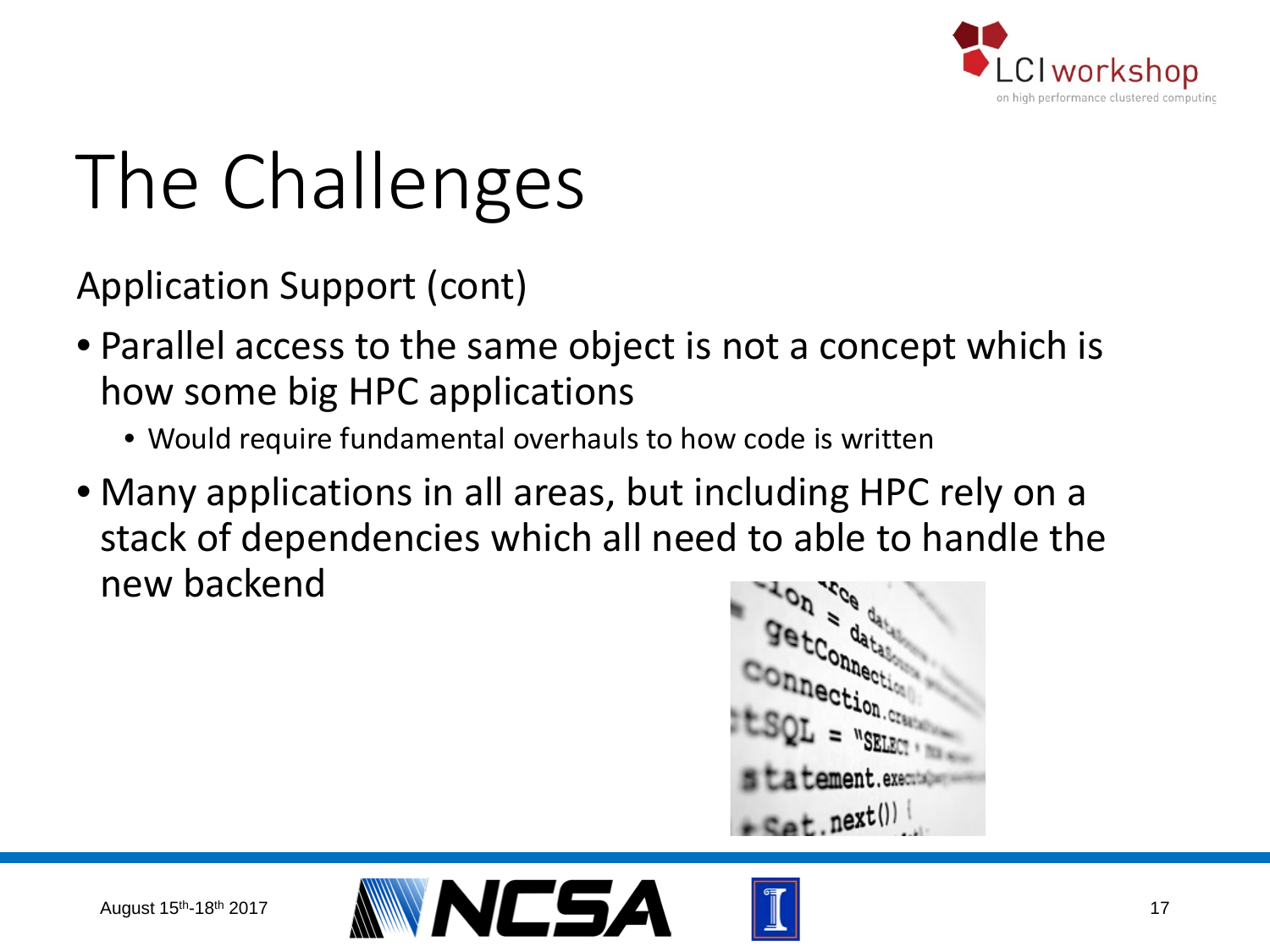# The Challenges

Application Support (cont)

- Parallel access to the same object is not a concept which is how some big HPC applications
  - Would require fundamental overhauls to how code is written
- Many applications in all areas, but including HPC rely on a stack of dependencies which all need to able to handle the new backend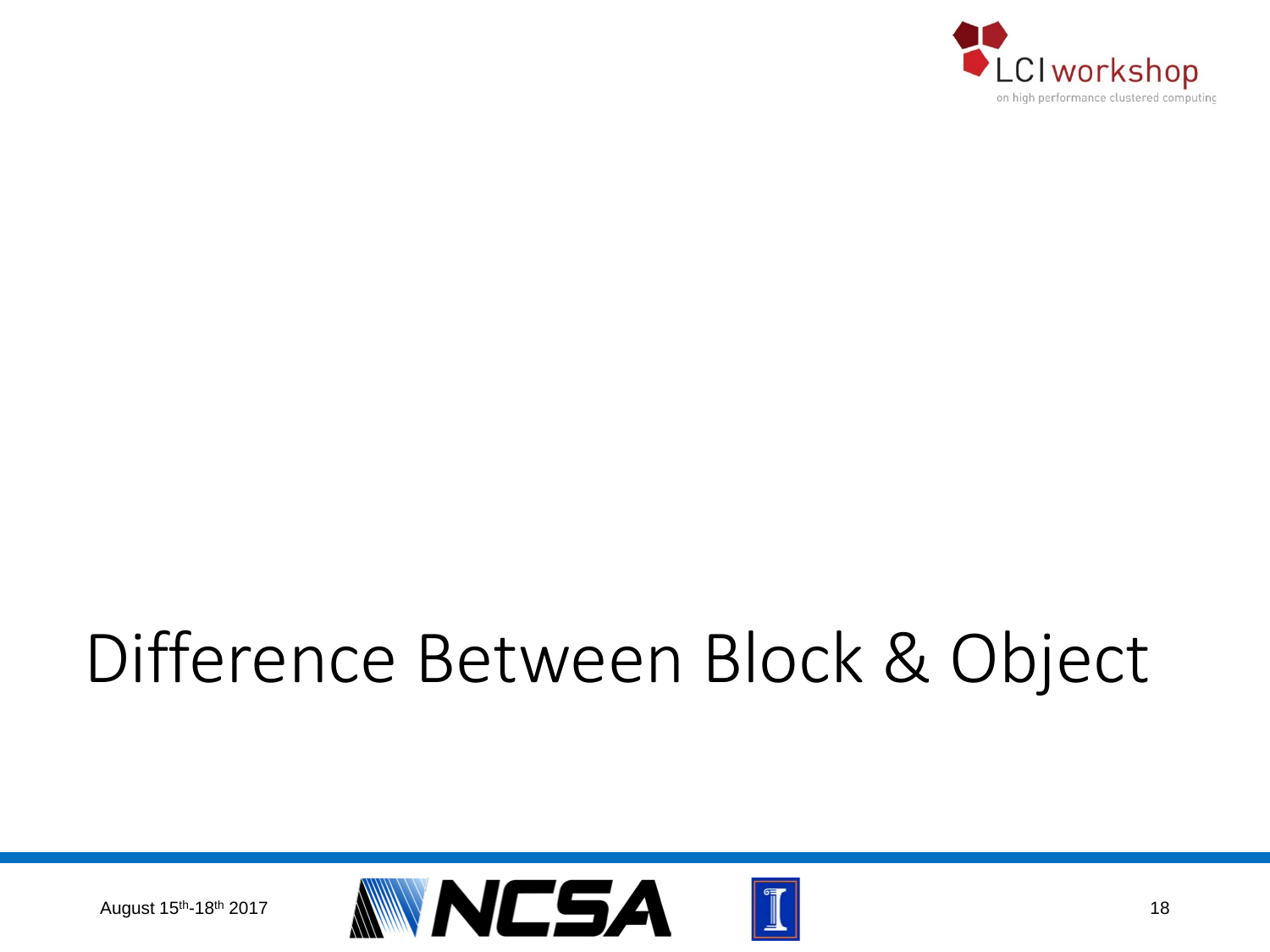# Difference Between Block & Object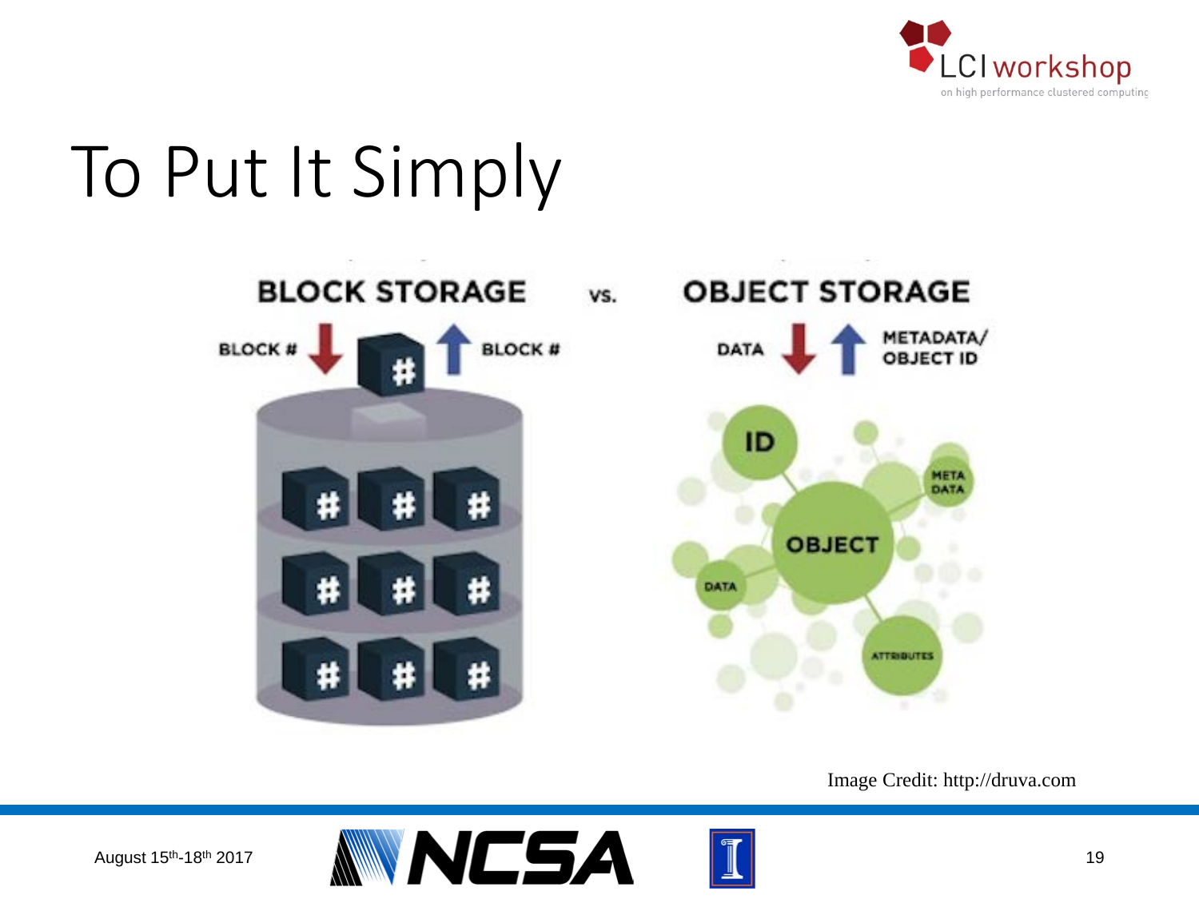# To Put It Simply

BLOCK STORAGE vs. OBJECT STORAGE

BLOCK # ↓ ↑ BLOCK #

DATA ↓ ↑ METADATA/ OBJECT ID

ID, META DATA, OBJECT, DATA, ATTRIBUTES

Image Credit: http://druva.com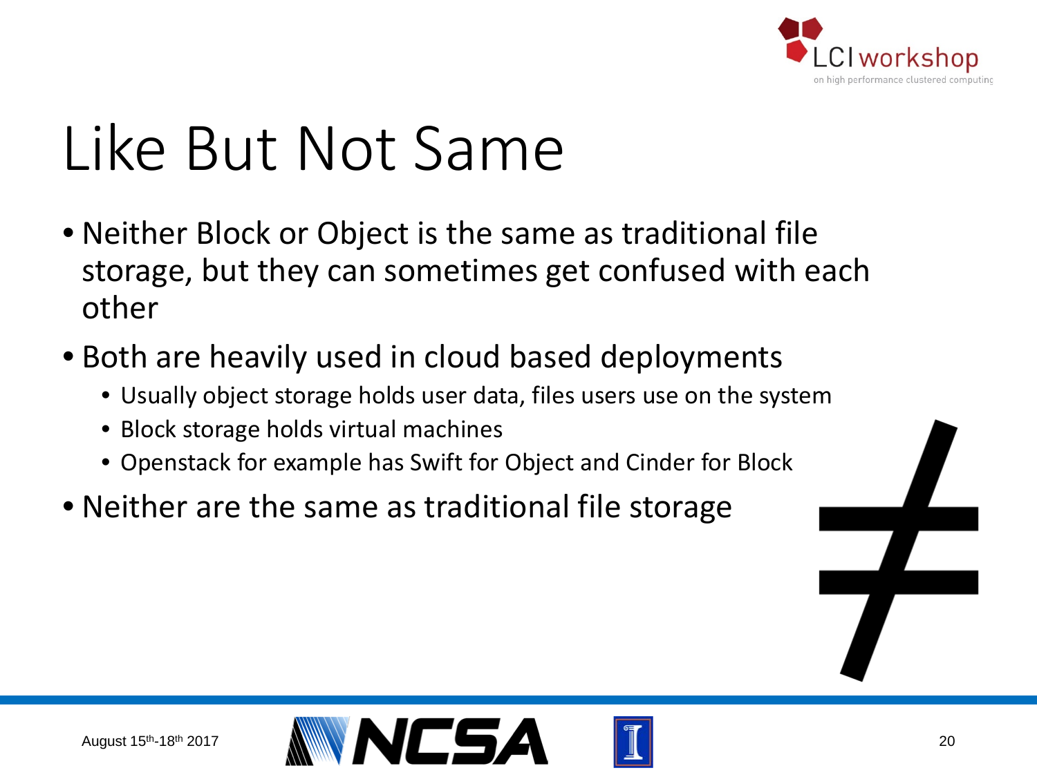# Like But Not Same

- Neither Block or Object is the same as traditional file storage, but they can sometimes get confused with each other
- Both are heavily used in cloud based deployments
  - Usually object storage holds user data, files users use on the system
  - Block storage holds virtual machines
  - Openstack for example has Swift for Object and Cinder for Block
- Neither are the same as traditional file storage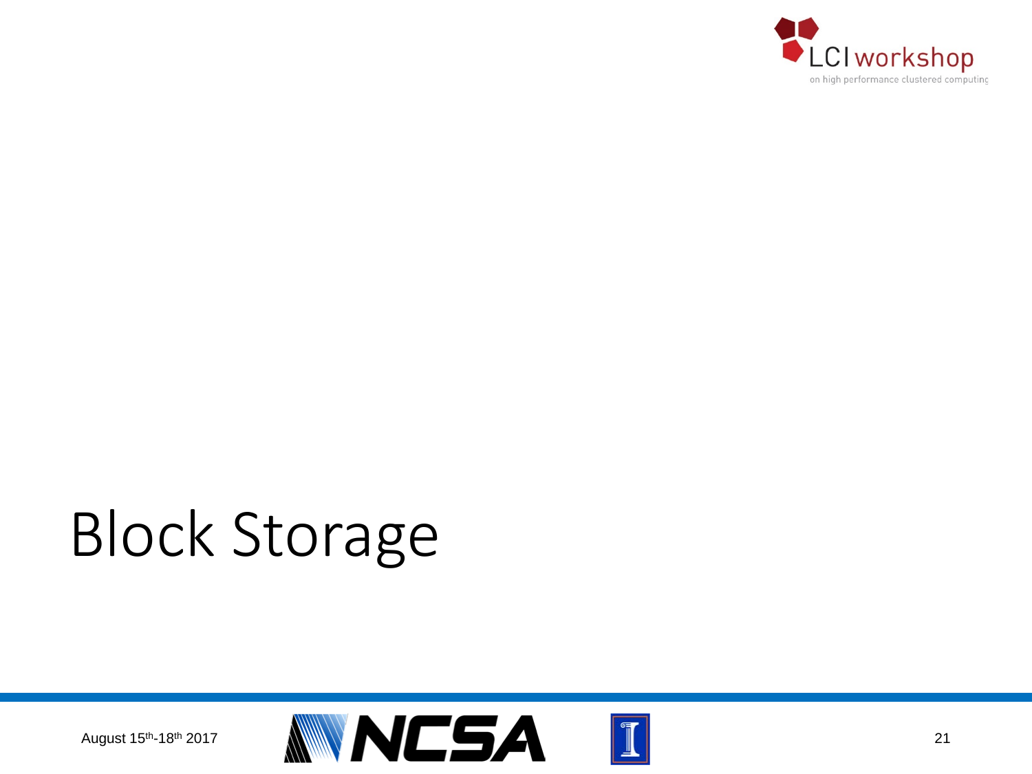# Block Storage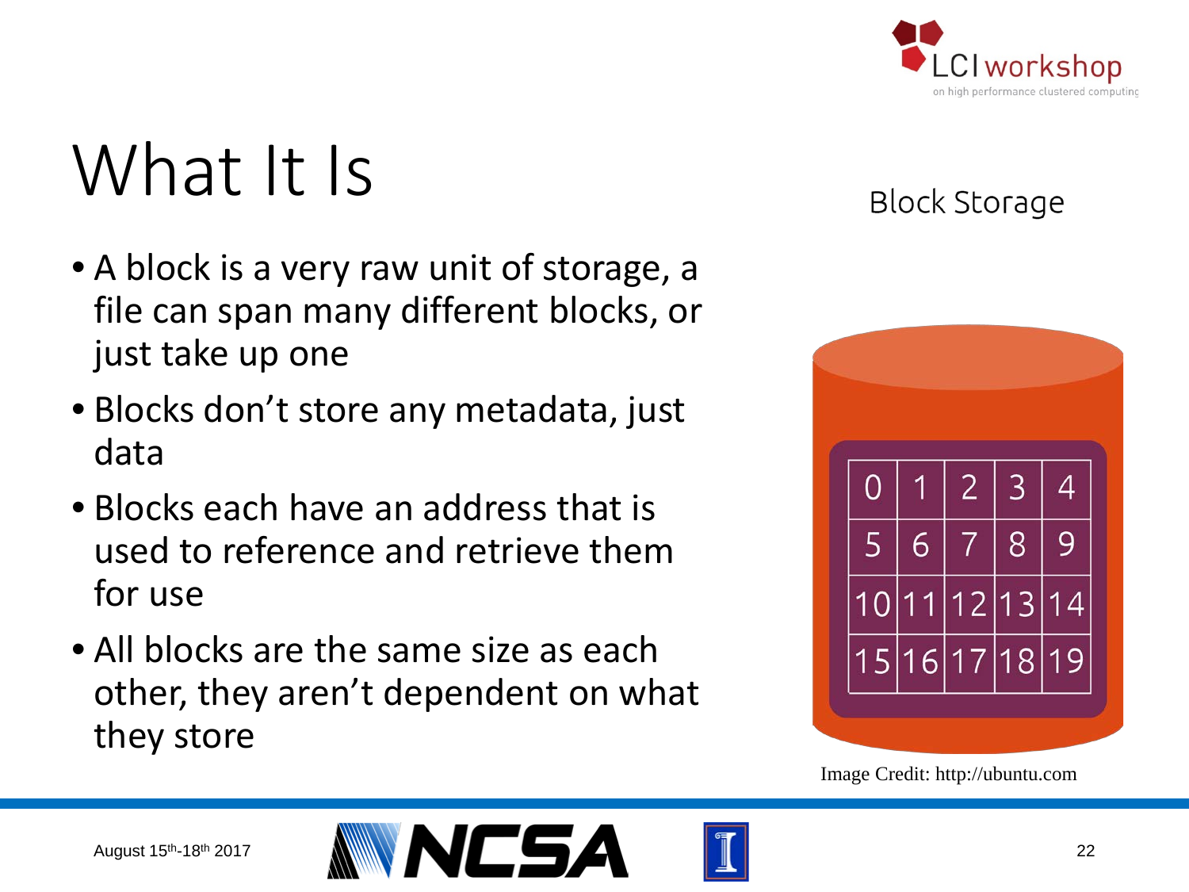# What It Is

Block Storage

- A block is a very raw unit of storage, a file can span many different blocks, or just take up one
- Blocks don't store any metadata, just data
- Blocks each have an address that is used to reference and retrieve them for use
- All blocks are the same size as each other, they aren't dependent on what they store

| 0 | 1 | 2 | 3 | 4 |
|---|---|---|---|---|
| 5 | 6 | 7 | 8 | 9 |
| 10 | 11 | 12 | 13 | 14 |
| 15 | 16 | 17 | 18 | 19 |

Image Credit: http://ubuntu.com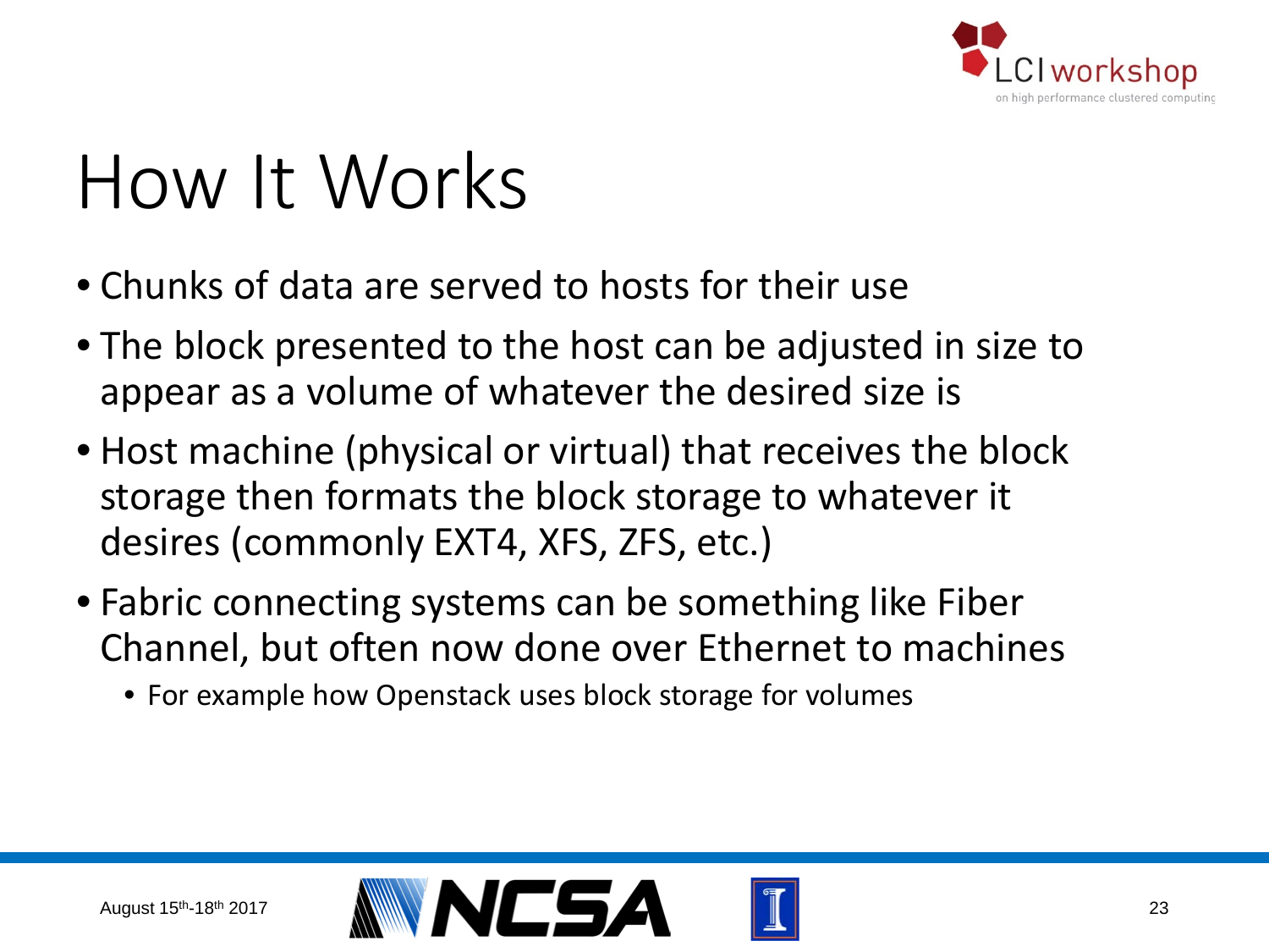# How It Works

- Chunks of data are served to hosts for their use
- The block presented to the host can be adjusted in size to appear as a volume of whatever the desired size is
- Host machine (physical or virtual) that receives the block storage then formats the block storage to whatever it desires (commonly EXT4, XFS, ZFS, etc.)
- Fabric connecting systems can be something like Fiber Channel, but often now done over Ethernet to machines
  - For example how Openstack uses block storage for volumes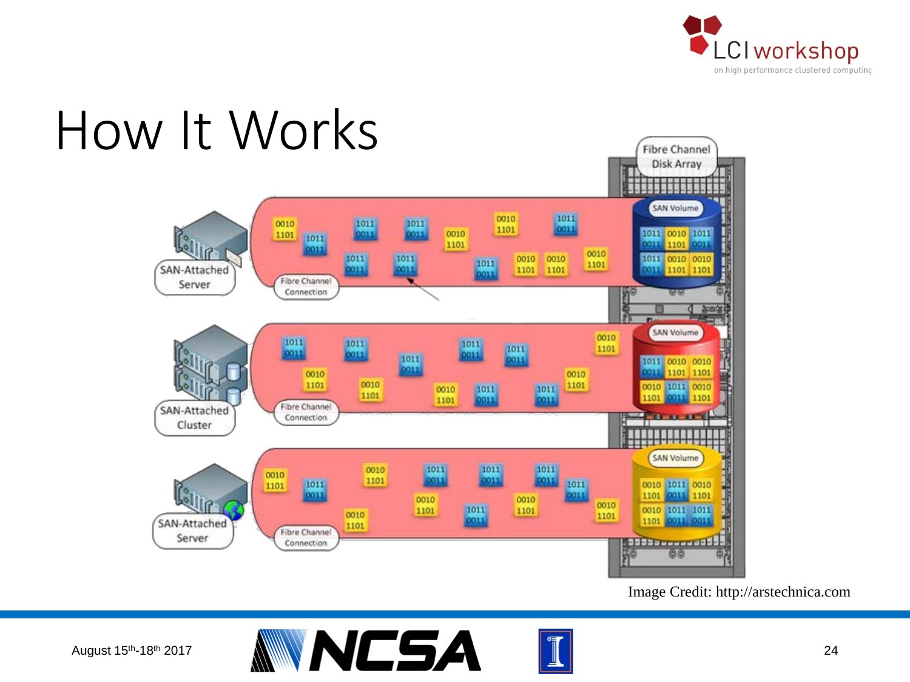# How It Works

Fibre Channel Disk Array

SAN Volume

SAN-Attached Server

Fibre Channel Connection

SAN-Attached Cluster

Image Credit: http://arstechnica.com

August 15th-18th 2017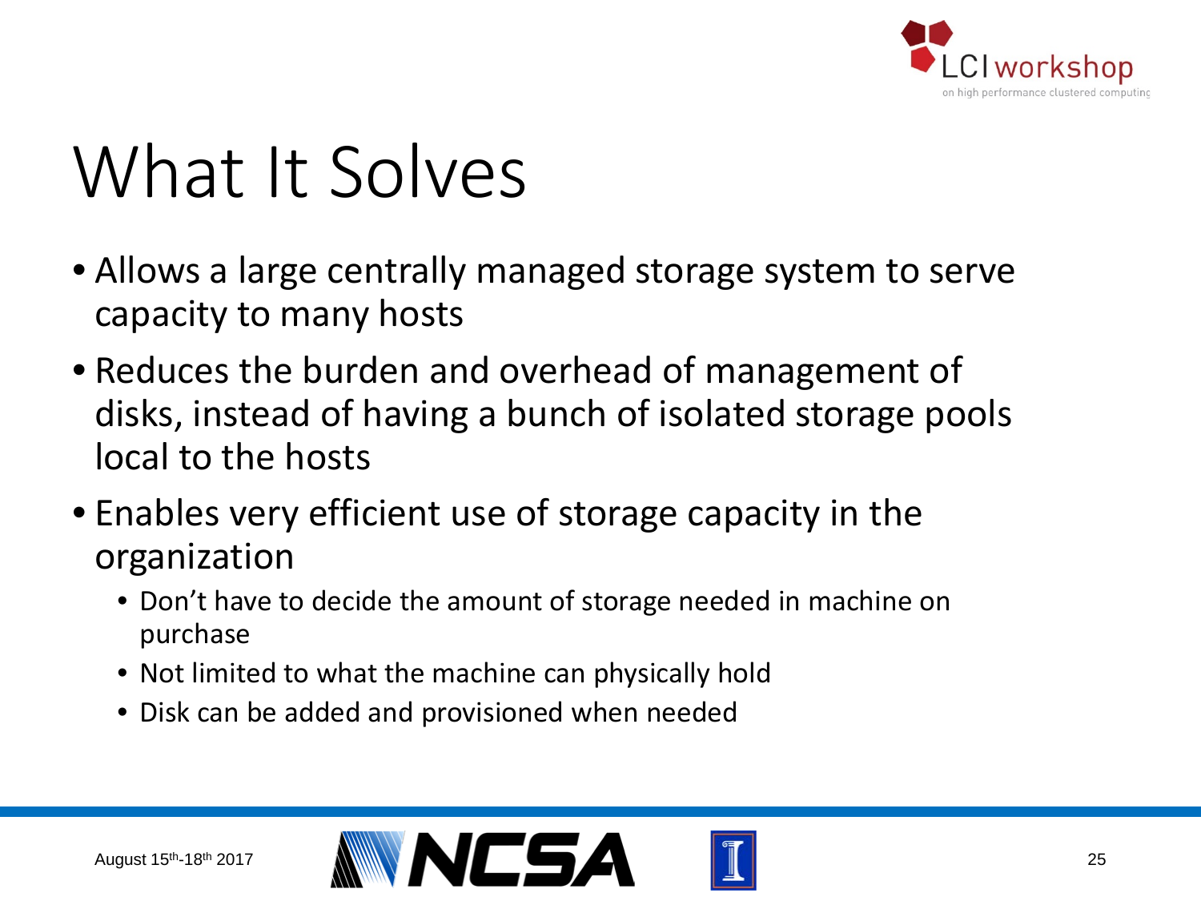# What It Solves

- Allows a large centrally managed storage system to serve capacity to many hosts
- Reduces the burden and overhead of management of disks, instead of having a bunch of isolated storage pools local to the hosts
- Enables very efficient use of storage capacity in the organization
  - Don't have to decide the amount of storage needed in machine on purchase
  - Not limited to what the machine can physically hold
  - Disk can be added and provisioned when needed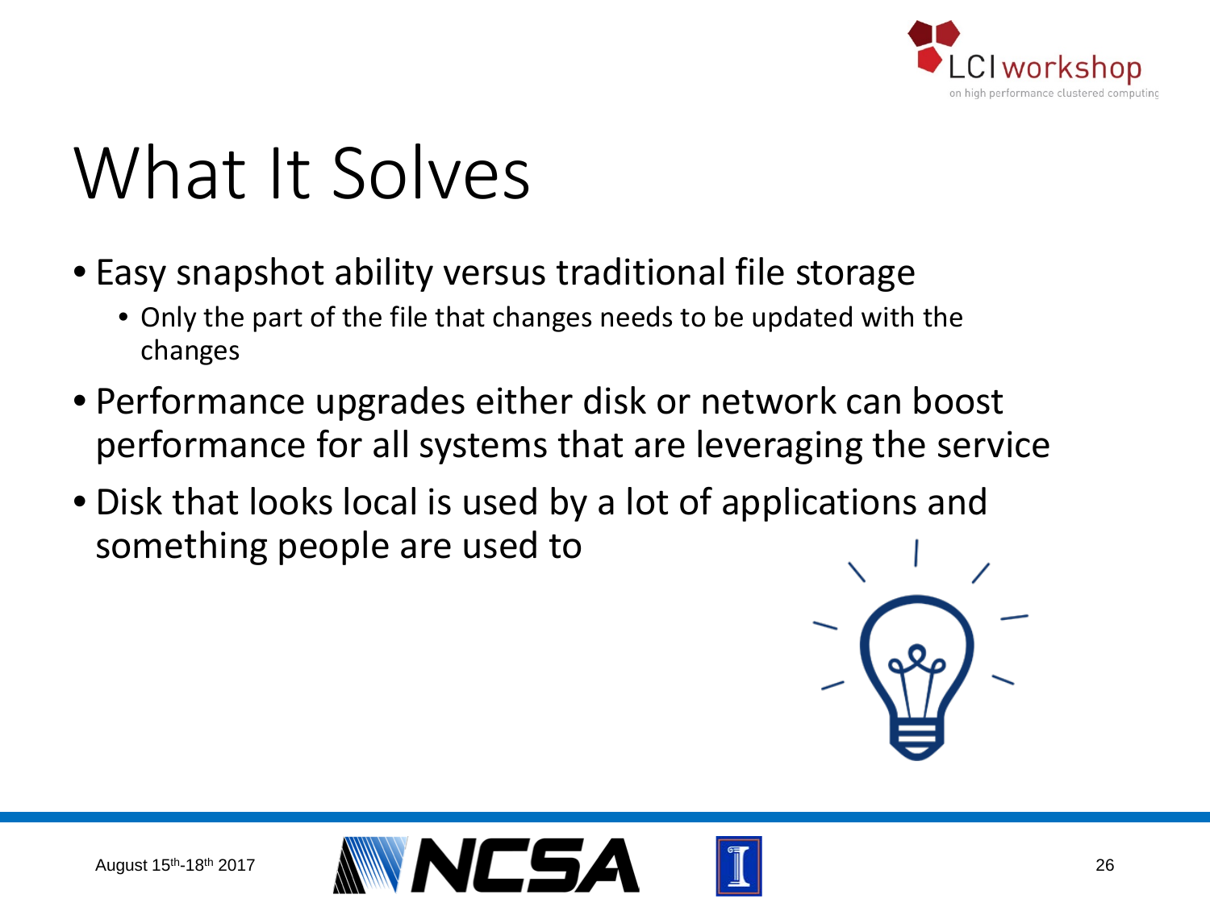# What It Solves

- Easy snapshot ability versus traditional file storage
  - Only the part of the file that changes needs to be updated with the changes
- Performance upgrades either disk or network can boost performance for all systems that are leveraging the service
- Disk that looks local is used by a lot of applications and something people are used to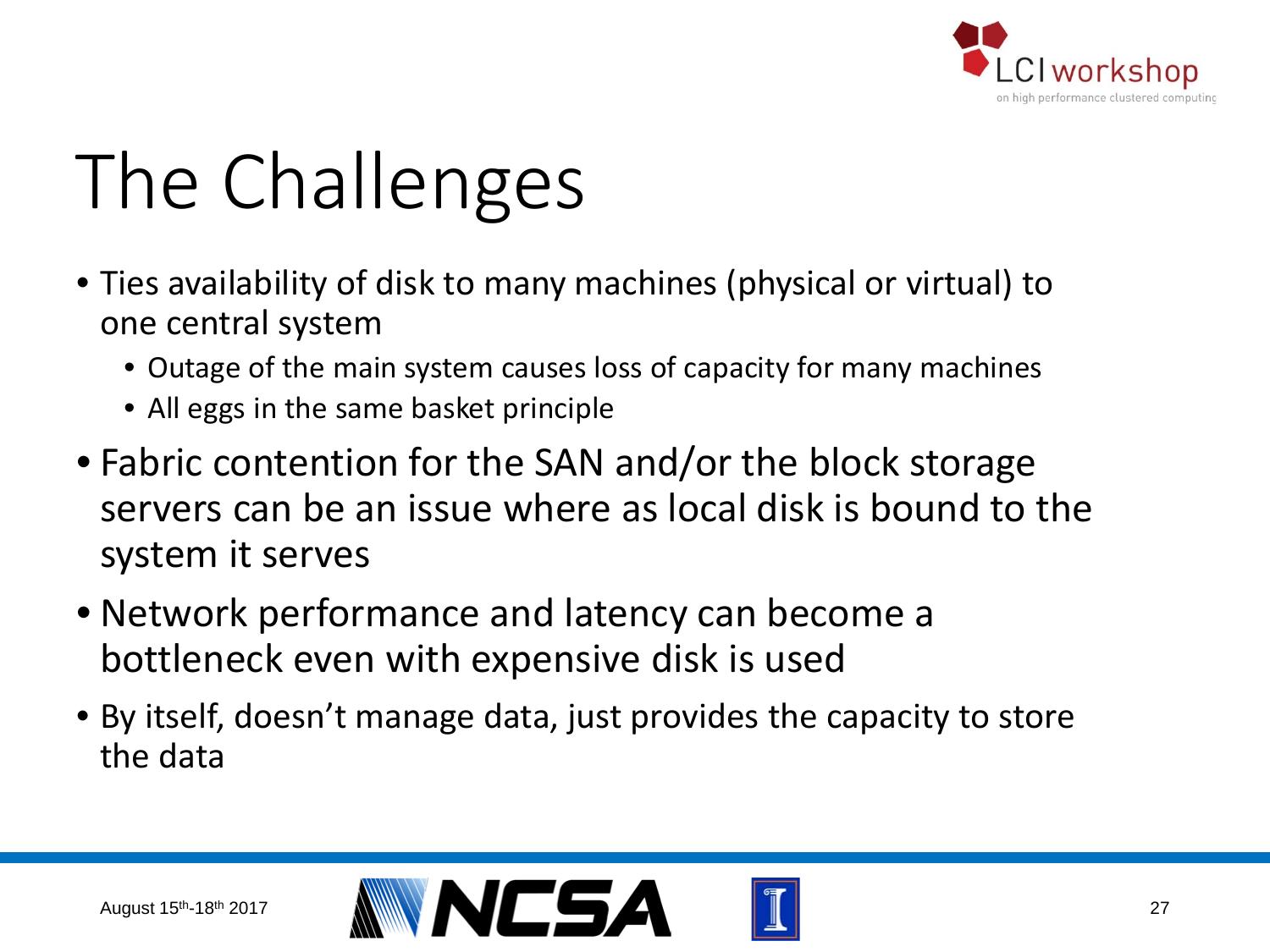# The Challenges

- Ties availability of disk to many machines (physical or virtual) to one central system
  - Outage of the main system causes loss of capacity for many machines
  - All eggs in the same basket principle
- Fabric contention for the SAN and/or the block storage servers can be an issue where as local disk is bound to the system it serves
- Network performance and latency can become a bottleneck even with expensive disk is used
- By itself, doesn't manage data, just provides the capacity to store the data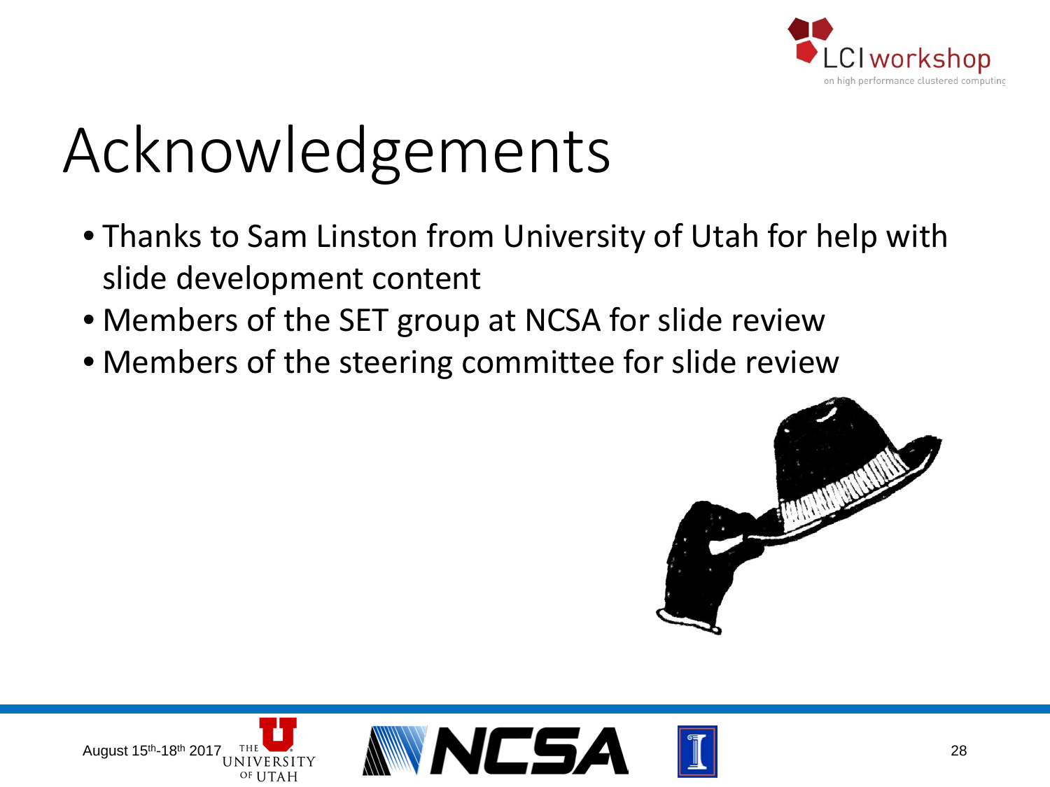# Acknowledgements

- Thanks to Sam Linston from University of Utah for help with slide development content
- Members of the SET group at NCSA for slide review
- Members of the steering committee for slide review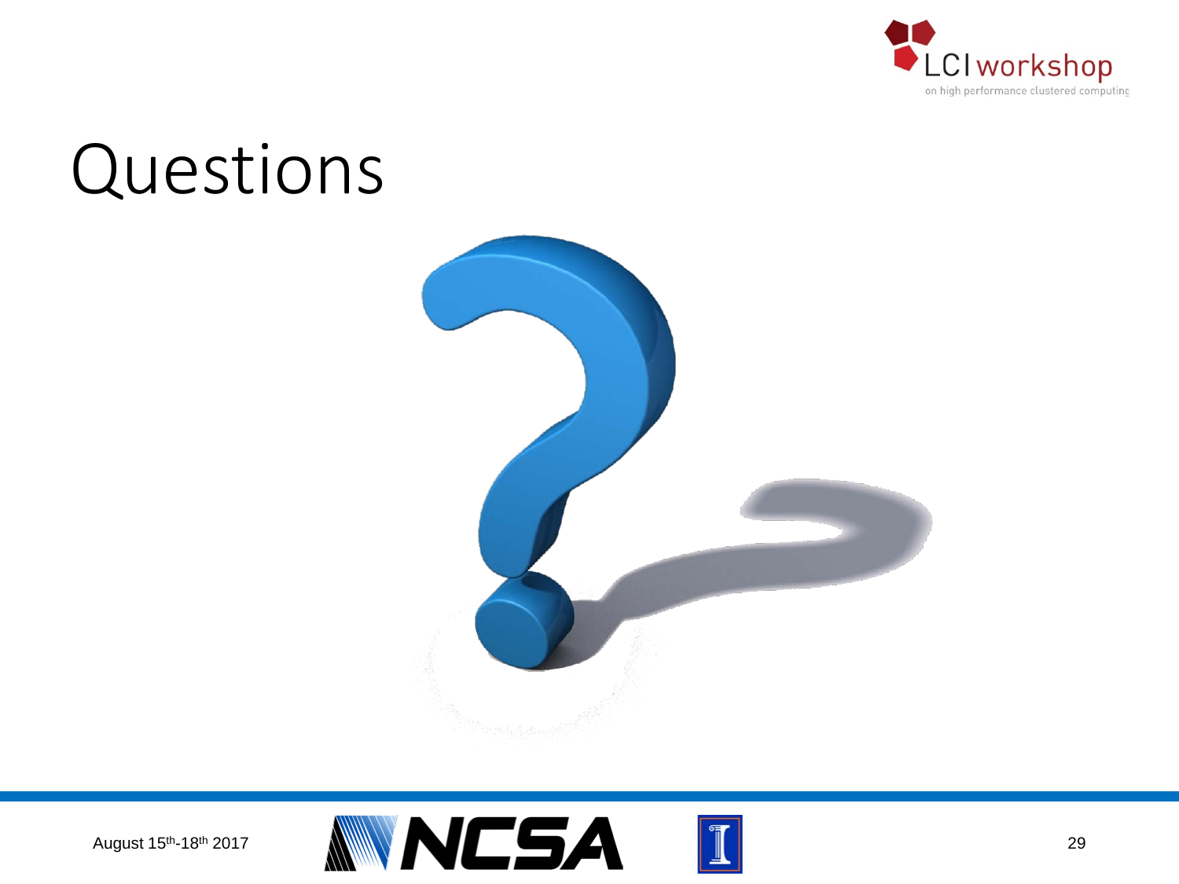# Questions